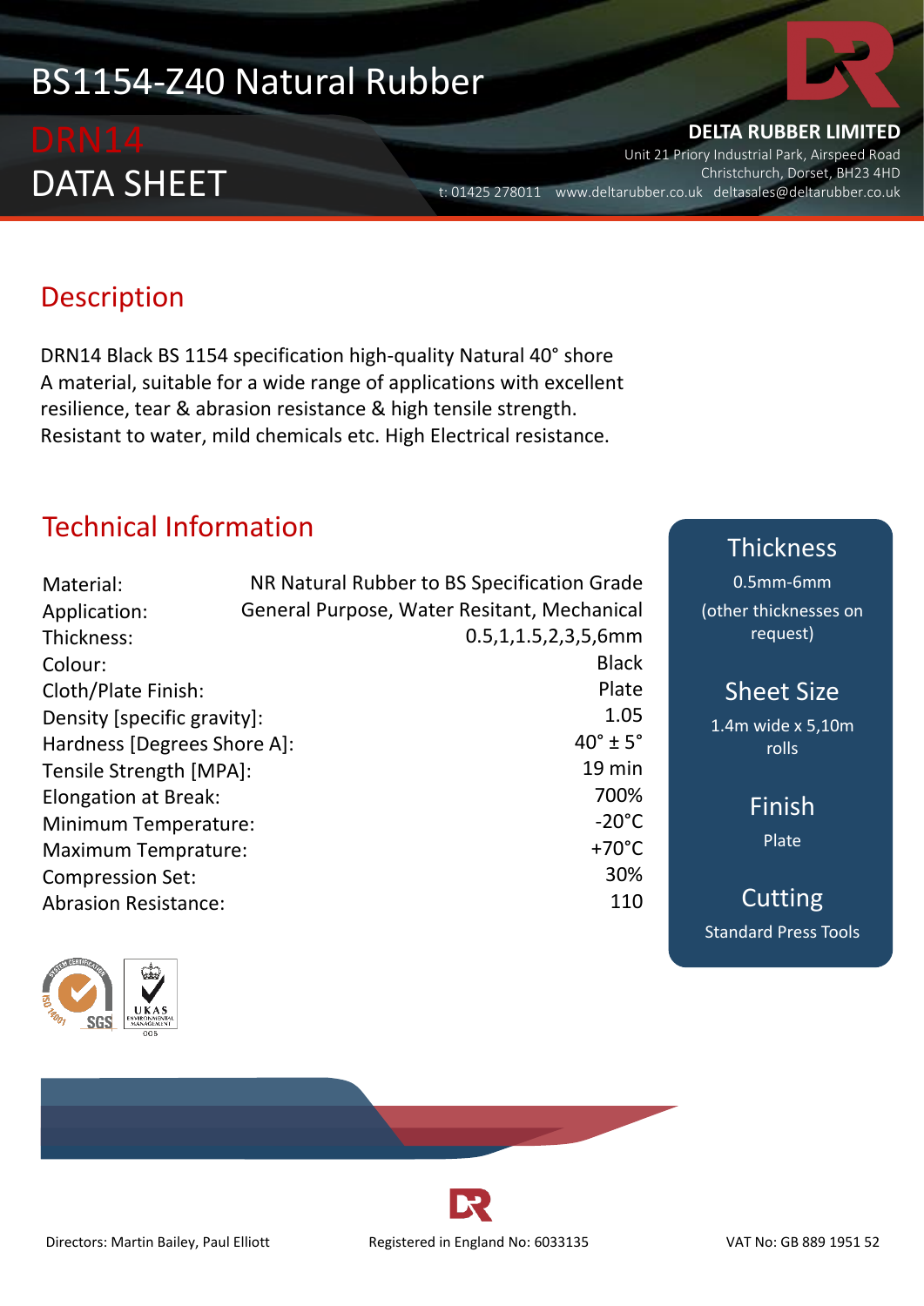# BS1154-Z40 Natural Rubber

## DRN14
## DATA SHEET

**DELTA RUBBER LIMITED**
Unit 21 Priory Industrial Park, Airspeed Road
Christchurch, Dorset, BH23 4HD
t: 01425 278011 www.deltarubber.co.uk deltasales@deltarubber.co.uk

## Description

DRN14 Black BS 1154 specification high-quality Natural 40˚ shore A material, suitable for a wide range of applications with excellent resilience, tear & abrasion resistance & high tensile strength. Resistant to water, mild chemicals etc. High Electrical resistance.

## Technical Information

| | |
|---|---|
| Material: | NR Natural Rubber to BS Specification Grade |
| Application: | General Purpose, Water Resitant, Mechanical |
| Thickness: | 0.5,1,1.5,2,3,5,6mm |
| Colour: | Black |
| Cloth/Plate Finish: | Plate |
| Density [specific gravity]: | 1.05 |
| Hardness [Degrees Shore A]: | 40˚ ± 5˚ |
| Tensile Strength [MPA]: | 19 min |
| Elongation at Break: | 700% |
| Minimum Temperature: | -20˚C |
| Maximum Temprature: | +70˚C |
| Compression Set: | 30% |
| Abrasion Resistance: | 110 |

### Thickness
0.5mm-6mm
(other thicknesses on request)

### Sheet Size
1.4m wide x 5,10m rolls

### Finish
Plate

### Cutting
Standard Press Tools

Directors: Martin Bailey, Paul Elliott    Registered in England No: 6033135    VAT No: GB 889 1951 52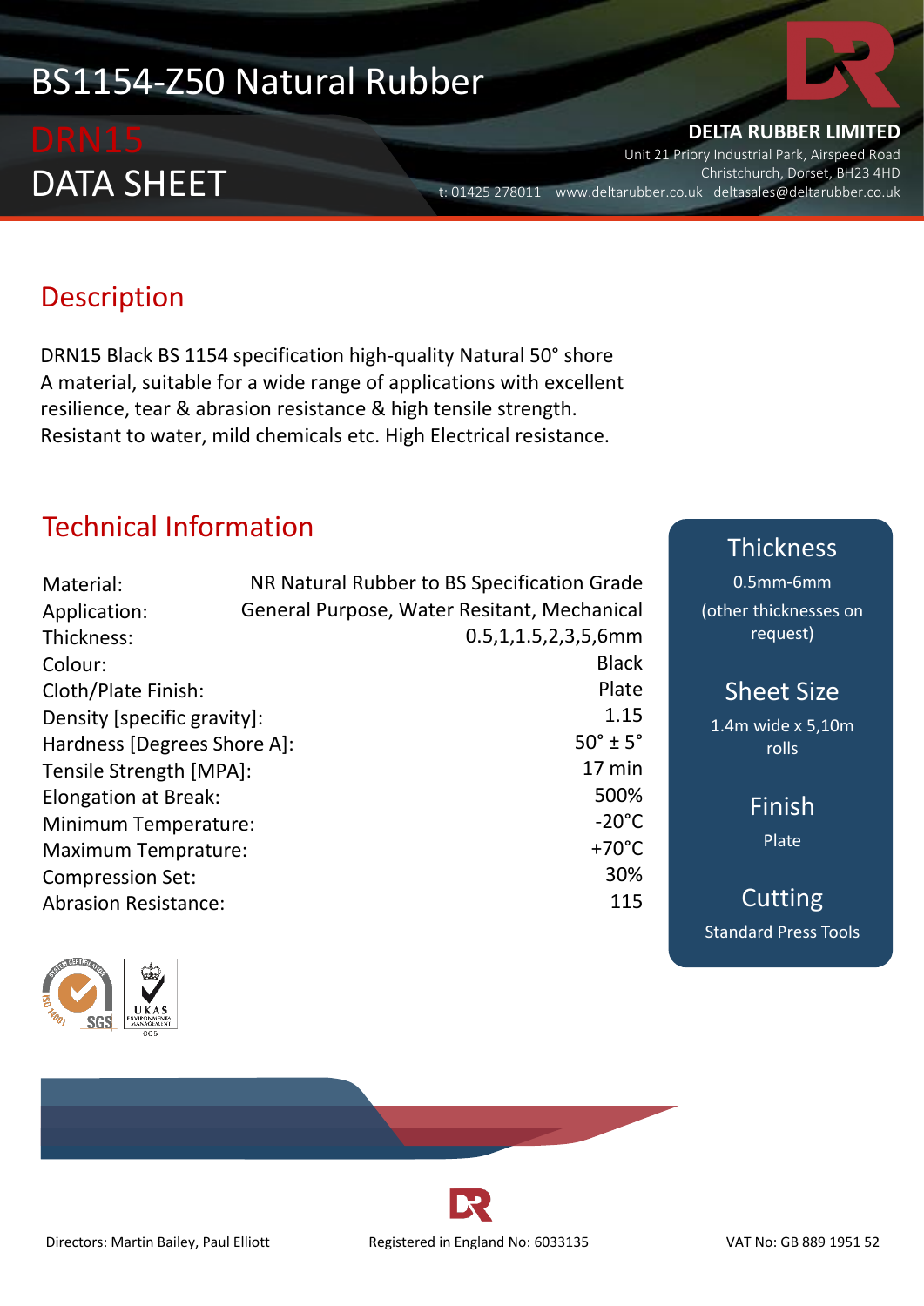# BS1154-Z50 Natural Rubber

## DRN15
## DATA SHEET

**DELTA RUBBER LIMITED**
Unit 21 Priory Industrial Park, Airspeed Road
Christchurch, Dorset, BH23 4HD
t: 01425 278011 www.deltarubber.co.uk deltasales@deltarubber.co.uk

## Description

DRN15 Black BS 1154 specification high-quality Natural 50° shore A material, suitable for a wide range of applications with excellent resilience, tear & abrasion resistance & high tensile strength. Resistant to water, mild chemicals etc. High Electrical resistance.

## Technical Information

| | |
|---|---|
| Material: | NR Natural Rubber to BS Specification Grade |
| Application: | General Purpose, Water Resitant, Mechanical |
| Thickness: | 0.5,1,1.5,2,3,5,6mm |
| Colour: | Black |
| Cloth/Plate Finish: | Plate |
| Density [specific gravity]: | 1.15 |
| Hardness [Degrees Shore A]: | 50° ± 5° |
| Tensile Strength [MPA]: | 17 min |
| Elongation at Break: | 500% |
| Minimum Temperature: | -20°C |
| Maximum Temprature: | +70°C |
| Compression Set: | 30% |
| Abrasion Resistance: | 115 |

### Thickness
0.5mm-6mm
(other thicknesses on request)

### Sheet Size
1.4m wide x 5,10m rolls

### Finish
Plate

### Cutting
Standard Press Tools

Directors: Martin Bailey, Paul Elliott    Registered in England No: 6033135    VAT No: GB 889 1951 52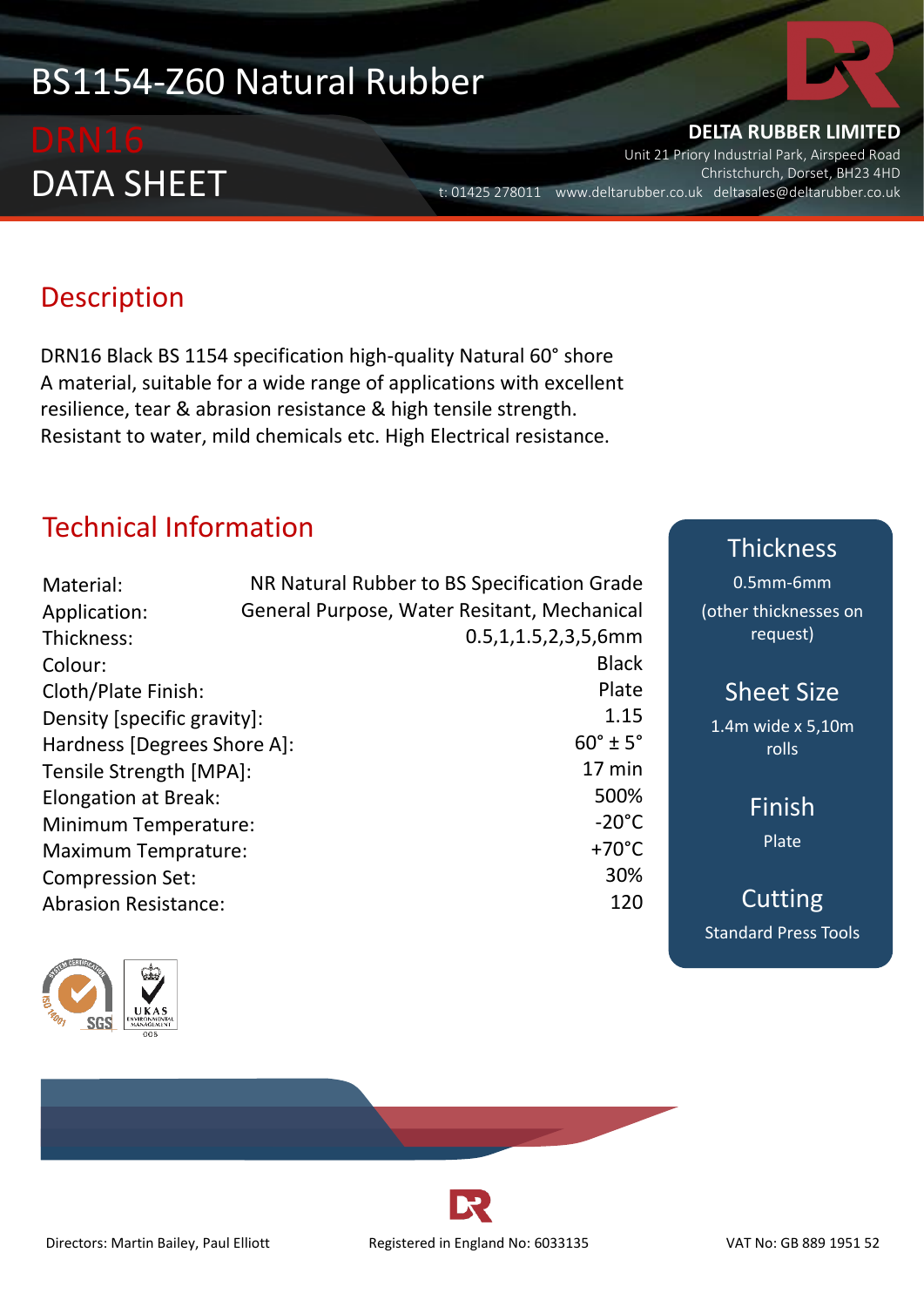# BS1154-Z60 Natural Rubber

## DRN16
## DATA SHEET

**DELTA RUBBER LIMITED**
Unit 21 Priory Industrial Park, Airspeed Road
Christchurch, Dorset, BH23 4HD
t: 01425 278011 www.deltarubber.co.uk deltasales@deltarubber.co.uk

## Description

DRN16 Black BS 1154 specification high-quality Natural 60° shore A material, suitable for a wide range of applications with excellent resilience, tear & abrasion resistance & high tensile strength. Resistant to water, mild chemicals etc. High Electrical resistance.

## Technical Information

| | |
|---|---|
| Material: | NR Natural Rubber to BS Specification Grade |
| Application: | General Purpose, Water Resitant, Mechanical |
| Thickness: | 0.5,1,1.5,2,3,5,6mm |
| Colour: | Black |
| Cloth/Plate Finish: | Plate |
| Density [specific gravity]: | 1.15 |
| Hardness [Degrees Shore A]: | 60° ± 5° |
| Tensile Strength [MPA]: | 17 min |
| Elongation at Break: | 500% |
| Minimum Temperature: | -20°C |
| Maximum Temprature: | +70°C |
| Compression Set: | 30% |
| Abrasion Resistance: | 120 |

### Thickness
0.5mm-6mm
(other thicknesses on request)

### Sheet Size
1.4m wide x 5,10m rolls

### Finish
Plate

### Cutting
Standard Press Tools

Directors: Martin Bailey, Paul Elliott    Registered in England No: 6033135    VAT No: GB 889 1951 52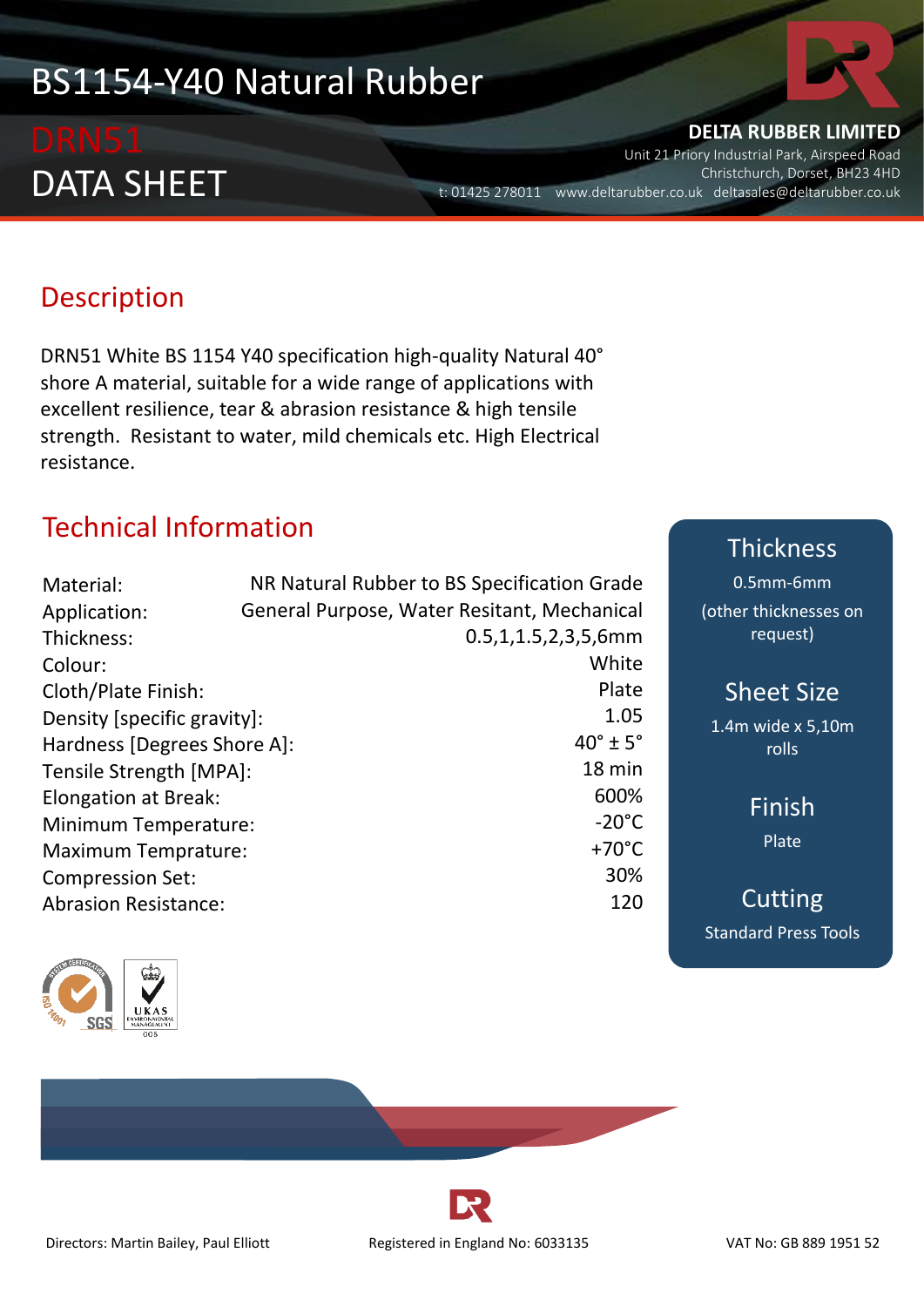# BS1154-Y40 Natural Rubber

## DRN51

## DATA SHEET

**DELTA RUBBER LIMITED**
Unit 21 Priory Industrial Park, Airspeed Road
Christchurch, Dorset, BH23 4HD
t: 01425 278011 www.deltarubber.co.uk deltasales@deltarubber.co.uk

## Description

DRN51 White BS 1154 Y40 specification high-quality Natural 40° shore A material, suitable for a wide range of applications with excellent resilience, tear & abrasion resistance & high tensile strength. Resistant to water, mild chemicals etc. High Electrical resistance.

## Technical Information

| | |
|---|---|
| Material: | NR Natural Rubber to BS Specification Grade |
| Application: | General Purpose, Water Resitant, Mechanical |
| Thickness: | 0.5,1,1.5,2,3,5,6mm |
| Colour: | White |
| Cloth/Plate Finish: | Plate |
| Density [specific gravity]: | 1.05 |
| Hardness [Degrees Shore A]: | 40° ± 5° |
| Tensile Strength [MPA]: | 18 min |
| Elongation at Break: | 600% |
| Minimum Temperature: | -20°C |
| Maximum Temprature: | +70°C |
| Compression Set: | 30% |
| Abrasion Resistance: | 120 |

### Thickness

0.5mm-6mm
(other thicknesses on request)

### Sheet Size

1.4m wide x 5,10m rolls

### Finish

Plate

### Cutting

Standard Press Tools

Directors: Martin Bailey, Paul Elliott    Registered in England No: 6033135    VAT No: GB 889 1951 52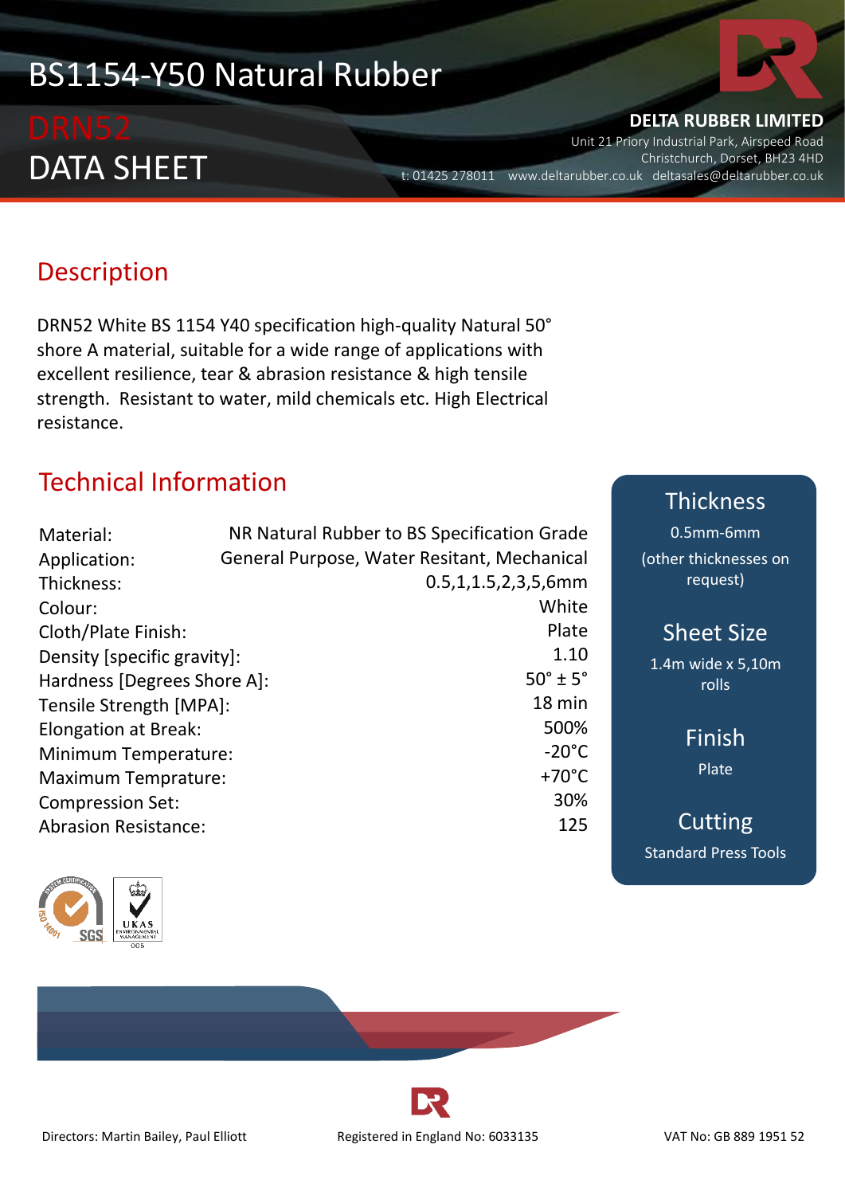# BS1154-Y50 Natural Rubber

## DRN52
## DATA SHEET

**DELTA RUBBER LIMITED**
Unit 21 Priory Industrial Park, Airspeed Road
Christchurch, Dorset, BH23 4HD
t: 01425 278011 www.deltarubber.co.uk deltasales@deltarubber.co.uk

## Description

DRN52 White BS 1154 Y40 specification high-quality Natural 50° shore A material, suitable for a wide range of applications with excellent resilience, tear & abrasion resistance & high tensile strength. Resistant to water, mild chemicals etc. High Electrical resistance.

## Technical Information

| | |
|---|---|
| Material: | NR Natural Rubber to BS Specification Grade |
| Application: | General Purpose, Water Resitant, Mechanical |
| Thickness: | 0.5,1,1.5,2,3,5,6mm |
| Colour: | White |
| Cloth/Plate Finish: | Plate |
| Density [specific gravity]: | 1.10 |
| Hardness [Degrees Shore A]: | 50° ± 5° |
| Tensile Strength [MPA]: | 18 min |
| Elongation at Break: | 500% |
| Minimum Temperature: | -20°C |
| Maximum Temprature: | +70°C |
| Compression Set: | 30% |
| Abrasion Resistance: | 125 |

### Thickness
0.5mm-6mm
(other thicknesses on request)

### Sheet Size
1.4m wide x 5,10m rolls

### Finish
Plate

### Cutting
Standard Press Tools

Directors: Martin Bailey, Paul Elliott    Registered in England No: 6033135    VAT No: GB 889 1951 52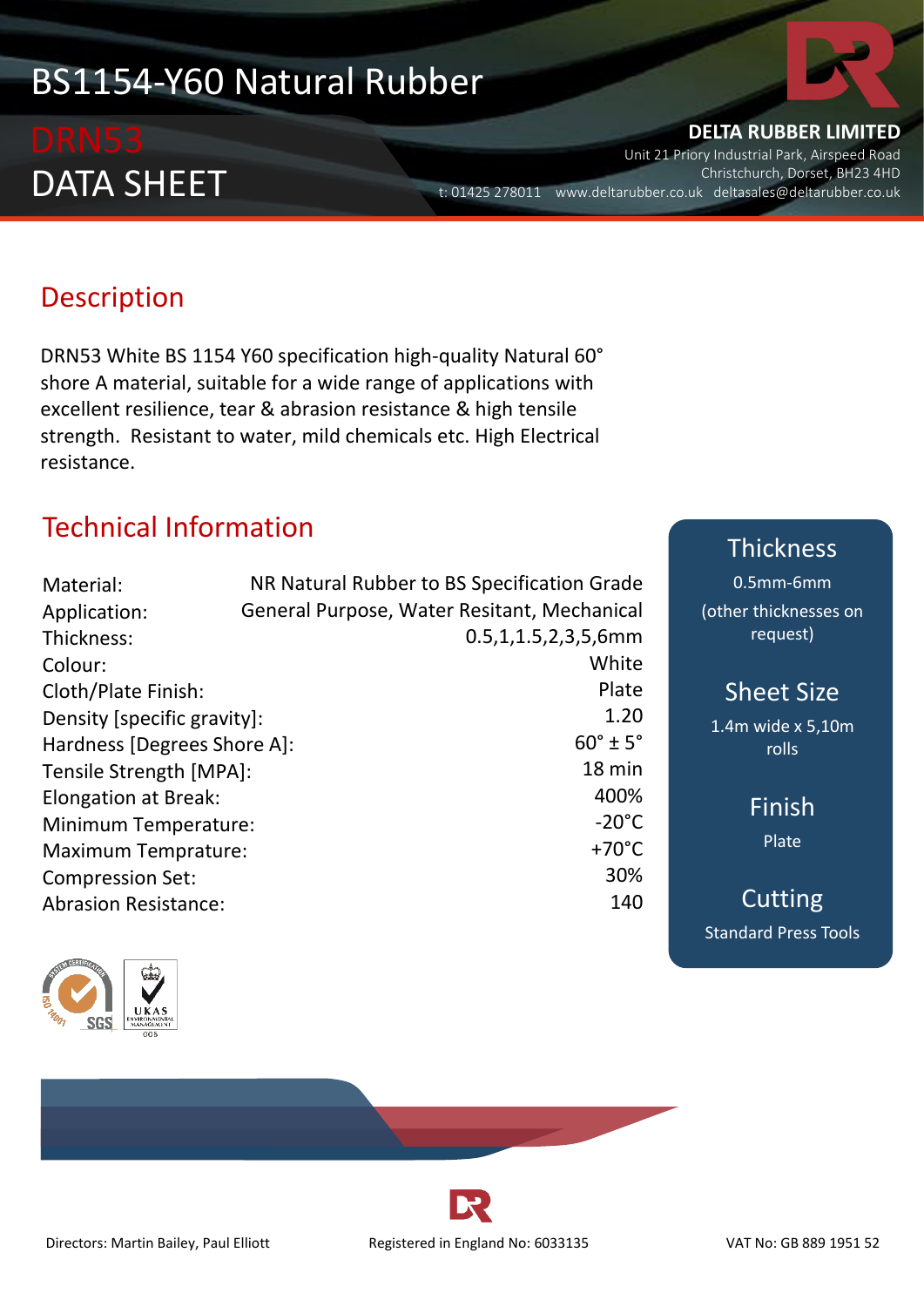# BS1154-Y60 Natural Rubber

## DRN53
## DATA SHEET

**DELTA RUBBER LIMITED**
Unit 21 Priory Industrial Park, Airspeed Road
Christchurch, Dorset, BH23 4HD
t: 01425 278011 www.deltarubber.co.uk deltasales@deltarubber.co.uk

## Description

DRN53 White BS 1154 Y60 specification high-quality Natural 60° shore A material, suitable for a wide range of applications with excellent resilience, tear & abrasion resistance & high tensile strength. Resistant to water, mild chemicals etc. High Electrical resistance.

## Technical Information

| | |
|---|---|
| Material: | NR Natural Rubber to BS Specification Grade |
| Application: | General Purpose, Water Resitant, Mechanical |
| Thickness: | 0.5,1,1.5,2,3,5,6mm |
| Colour: | White |
| Cloth/Plate Finish: | Plate |
| Density [specific gravity]: | 1.20 |
| Hardness [Degrees Shore A]: | 60° ± 5° |
| Tensile Strength [MPA]: | 18 min |
| Elongation at Break: | 400% |
| Minimum Temperature: | -20°C |
| Maximum Temprature: | +70°C |
| Compression Set: | 30% |
| Abrasion Resistance: | 140 |

### Thickness
0.5mm-6mm
(other thicknesses on request)

### Sheet Size
1.4m wide x 5,10m rolls

### Finish
Plate

### Cutting
Standard Press Tools

Directors: Martin Bailey, Paul Elliott    Registered in England No: 6033135    VAT No: GB 889 1951 52